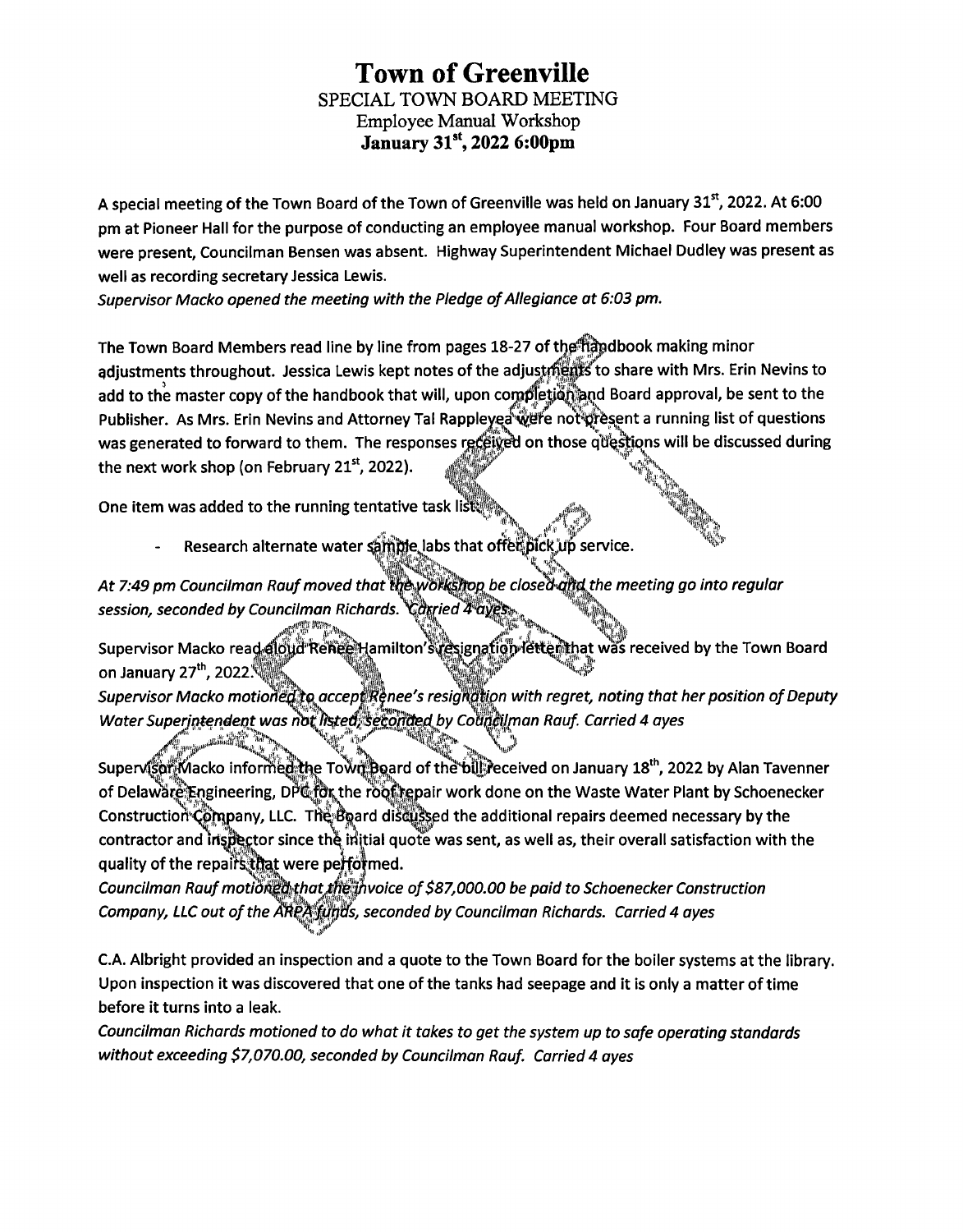# Town of Greenville

SPECIAL TOWN BOARD MEETING
Employee Manual Workshop
**January 31st, 2022 6:00pm**

A special meeting of the Town Board of the Town of Greenville was held on January 31st, 2022. At 6:00 pm at Pioneer Hall for the purpose of conducting an employee manual workshop. Four Board members were present, Councilman Bensen was absent. Highway Superintendent Michael Dudley was present as well as recording secretary Jessica Lewis.

*Supervisor Macko opened the meeting with the Pledge of Allegiance at 6:03 pm.*

The Town Board Members read line by line from pages 18-27 of the handbook making minor adjustments throughout. Jessica Lewis kept notes of the adjustments to share with Mrs. Erin Nevins to add to the master copy of the handbook that will, upon completion and Board approval, be sent to the Publisher. As Mrs. Erin Nevins and Attorney Tal Rappleyea were not present a running list of questions was generated to forward to them. The responses received on those questions will be discussed during the next work shop (on February 21st, 2022).

One item was added to the running tentative task list:

- Research alternate water sample labs that offer pick up service.

*At 7:49 pm Councilman Rauf moved that the workshop be closed and the meeting go into regular session, seconded by Councilman Richards. Carried 4 ayes*

Supervisor Macko read aloud Renee Hamilton's resignation letter that was received by the Town Board on January 27th, 2022.

*Supervisor Macko motioned to accept Renee's resignation with regret, noting that her position of Deputy Water Superintendent was not listed, seconded by Councilman Rauf. Carried 4 ayes*

Supervisor Macko informed the Town Board of the bill received on January 18th, 2022 by Alan Tavenner of Delaware Engineering, DPC for the roof repair work done on the Waste Water Plant by Schoenecker Construction Company, LLC. The Board discussed the additional repairs deemed necessary by the contractor and inspector since the initial quote was sent, as well as, their overall satisfaction with the quality of the repairs that were performed.

*Councilman Rauf motioned that the invoice of $87,000.00 be paid to Schoenecker Construction Company, LLC out of the ARPA funds, seconded by Councilman Richards. Carried 4 ayes*

C.A. Albright provided an inspection and a quote to the Town Board for the boiler systems at the library. Upon inspection it was discovered that one of the tanks had seepage and it is only a matter of time before it turns into a leak.

*Councilman Richards motioned to do what it takes to get the system up to safe operating standards without exceeding $7,070.00, seconded by Councilman Rauf. Carried 4 ayes*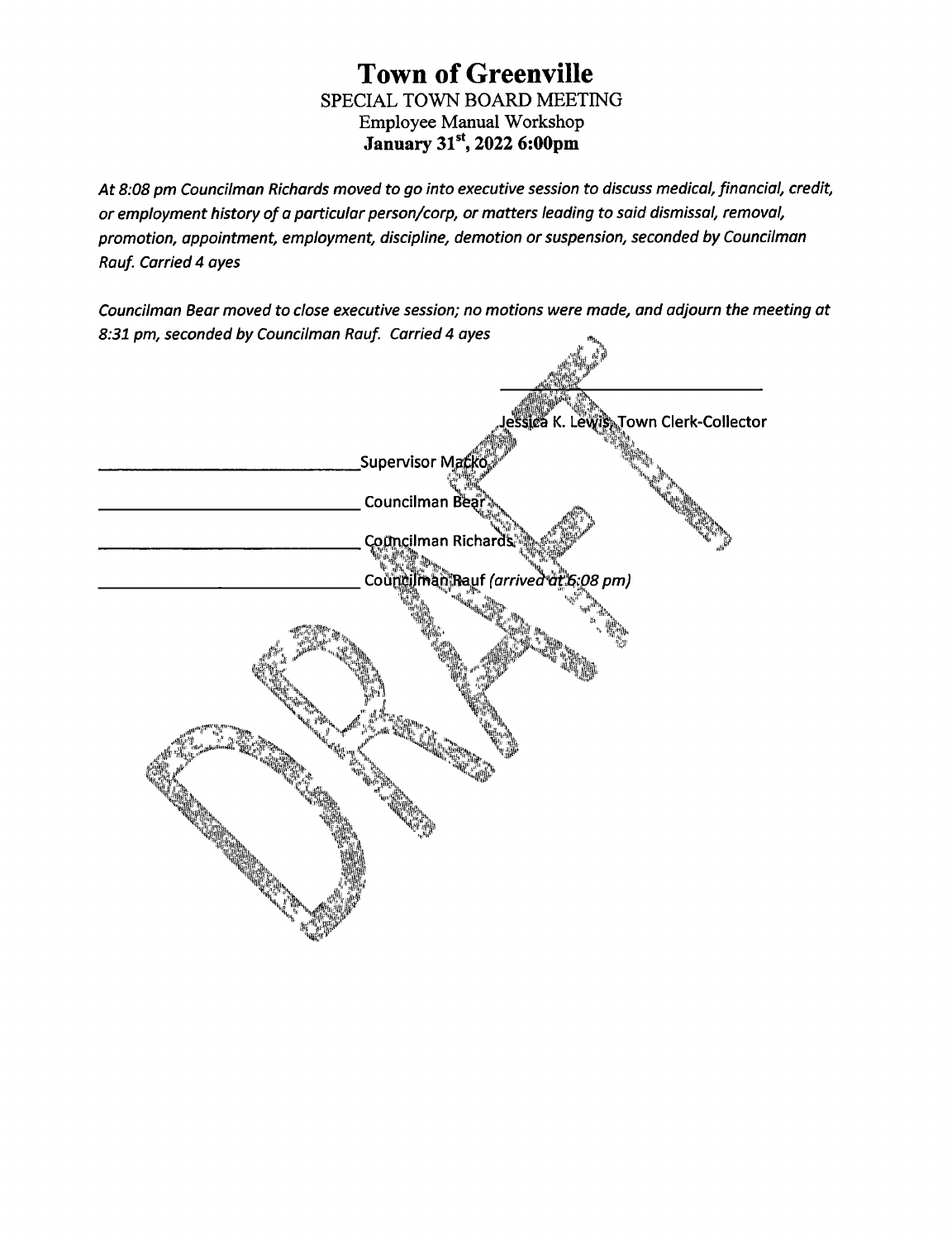# Town of Greenville

SPECIAL TOWN BOARD MEETING
Employee Manual Workshop
**January 31st, 2022 6:00pm**

*At 8:08 pm Councilman Richards moved to go into executive session to discuss medical, financial, credit, or employment history of a particular person/corp, or matters leading to said dismissal, removal, promotion, appointment, employment, discipline, demotion or suspension, seconded by Councilman Rauf. Carried 4 ayes*

*Councilman Bear moved to close executive session; no motions were made, and adjourn the meeting at 8:31 pm, seconded by Councilman Rauf. Carried 4 ayes*

\_\_\_\_\_\_\_\_\_\_\_\_\_\_\_\_\_\_\_\_\_\_\_\_\_\_\_\_
Jessica K. Lewis, Town Clerk-Collector

\_\_\_\_\_\_\_\_\_\_\_\_\_\_\_\_\_\_\_\_\_\_\_\_\_\_\_\_ Supervisor Macko

\_\_\_\_\_\_\_\_\_\_\_\_\_\_\_\_\_\_\_\_\_\_\_\_\_\_\_\_ Councilman Bear

\_\_\_\_\_\_\_\_\_\_\_\_\_\_\_\_\_\_\_\_\_\_\_\_\_\_\_\_ Councilman Richards

\_\_\_\_\_\_\_\_\_\_\_\_\_\_\_\_\_\_\_\_\_\_\_\_\_\_\_\_ Councilman Rauf *(arrived at 6:08 pm)*

DRAFT